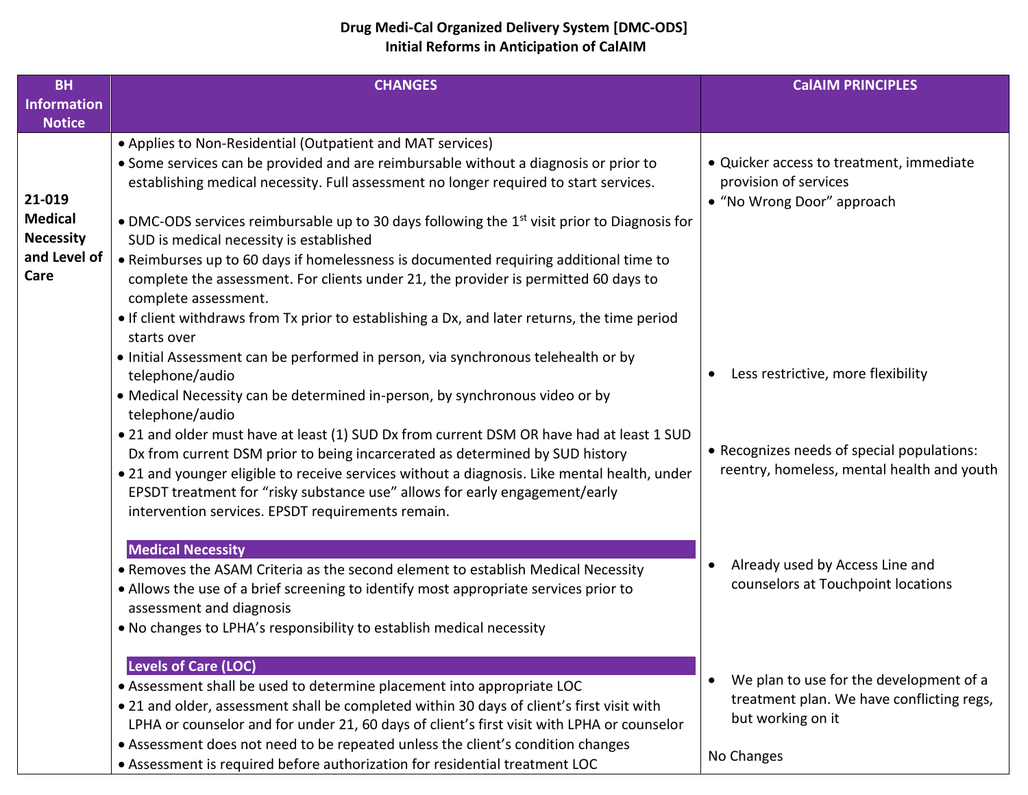# Drug Medi-Cal Organized Delivery System [DMC-ODS]
## Initial Reforms in Anticipation of CalAIM

| BH Information Notice | CHANGES | CalAIM PRINCIPLES |
|---|---|---|
| **21-019 Medical Necessity and Level of Care** | • Applies to Non-Residential (Outpatient and MAT services)<br>• Some services can be provided and are reimbursable without a diagnosis or prior to establishing medical necessity. Full assessment no longer required to start services. | • Quicker access to treatment, immediate provision of services<br>• "No Wrong Door" approach |
| | • DMC-ODS services reimbursable up to 30 days following the 1st visit prior to Diagnosis for SUD is medical necessity is established<br>• Reimburses up to 60 days if homelessness is documented requiring additional time to complete the assessment. For clients under 21, the provider is permitted 60 days to complete assessment.<br>• If client withdraws from Tx prior to establishing a Dx, and later returns, the time period starts over | |
| | • Initial Assessment can be performed in person, via synchronous telehealth or by telephone/audio<br>• Medical Necessity can be determined in-person, by synchronous video or by telephone/audio | • Less restrictive, more flexibility |
| | • 21 and older must have at least (1) SUD Dx from current DSM OR have had at least 1 SUD Dx from current DSM prior to being incarcerated as determined by SUD history<br>• 21 and younger eligible to receive services without a diagnosis. Like mental health, under EPSDT treatment for "risky substance use" allows for early engagement/early intervention services. EPSDT requirements remain. | • Recognizes needs of special populations: reentry, homeless, mental health and youth |
| | **Medical Necessity**<br>• Removes the ASAM Criteria as the second element to establish Medical Necessity<br>• Allows the use of a brief screening to identify most appropriate services prior to assessment and diagnosis<br>• No changes to LPHA's responsibility to establish medical necessity | • Already used by Access Line and counselors at Touchpoint locations |
| | **Levels of Care (LOC)**<br>• Assessment shall be used to determine placement into appropriate LOC<br>• 21 and older, assessment shall be completed within 30 days of client's first visit with LPHA or counselor and for under 21, 60 days of client's first visit with LPHA or counselor<br>• Assessment does not need to be repeated unless the client's condition changes<br>• Assessment is required before authorization for residential treatment LOC | • We plan to use for the development of a treatment plan. We have conflicting regs, but working on it<br><br>No Changes |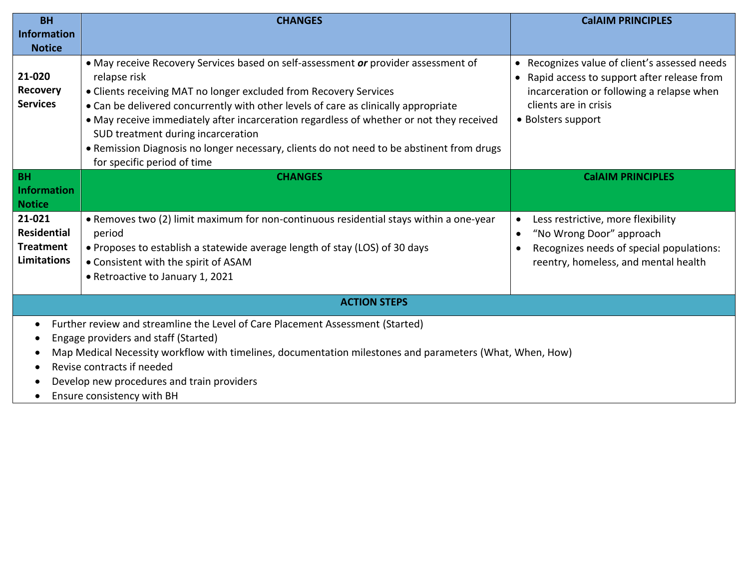| BH Information Notice | CHANGES | CalAIM PRINCIPLES |
|---|---|---|
| **21-020 Recovery Services** | • May receive Recovery Services based on self-assessment ***or*** provider assessment of relapse risk<br>• Clients receiving MAT no longer excluded from Recovery Services<br>• Can be delivered concurrently with other levels of care as clinically appropriate<br>• May receive immediately after incarceration regardless of whether or not they received SUD treatment during incarceration<br>• Remission Diagnosis no longer necessary, clients do not need to be abstinent from drugs for specific period of time | • Recognizes value of client's assessed needs<br>• Rapid access to support after release from incarceration or following a relapse when clients are in crisis<br>• Bolsters support |
| **BH Information Notice** | **CHANGES** | **CalAIM PRINCIPLES** |
| **21-021 Residential Treatment Limitations** | • Removes two (2) limit maximum for non-continuous residential stays within a one-year period<br>• Proposes to establish a statewide average length of stay (LOS) of 30 days<br>• Consistent with the spirit of ASAM<br>• Retroactive to January 1, 2021 | • Less restrictive, more flexibility<br>• "No Wrong Door" approach<br>• Recognizes needs of special populations: reentry, homeless, and mental health |

**ACTION STEPS**

- Further review and streamline the Level of Care Placement Assessment (Started)
- Engage providers and staff (Started)
- Map Medical Necessity workflow with timelines, documentation milestones and parameters (What, When, How)
- Revise contracts if needed
- Develop new procedures and train providers
- Ensure consistency with BH